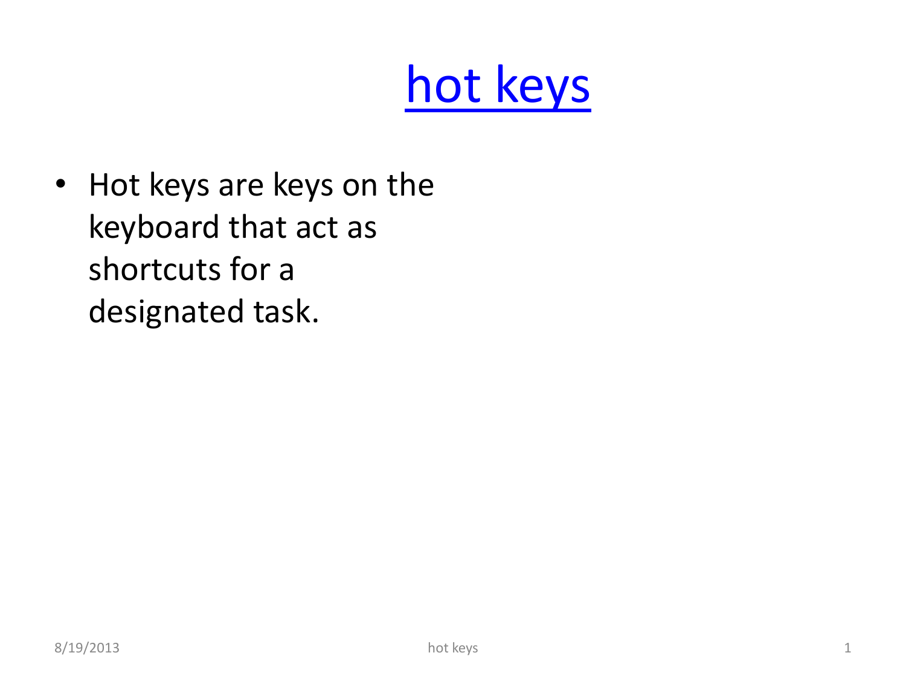# hot keys

- Hot keys are keys on the keyboard that act as shortcuts for a designated task.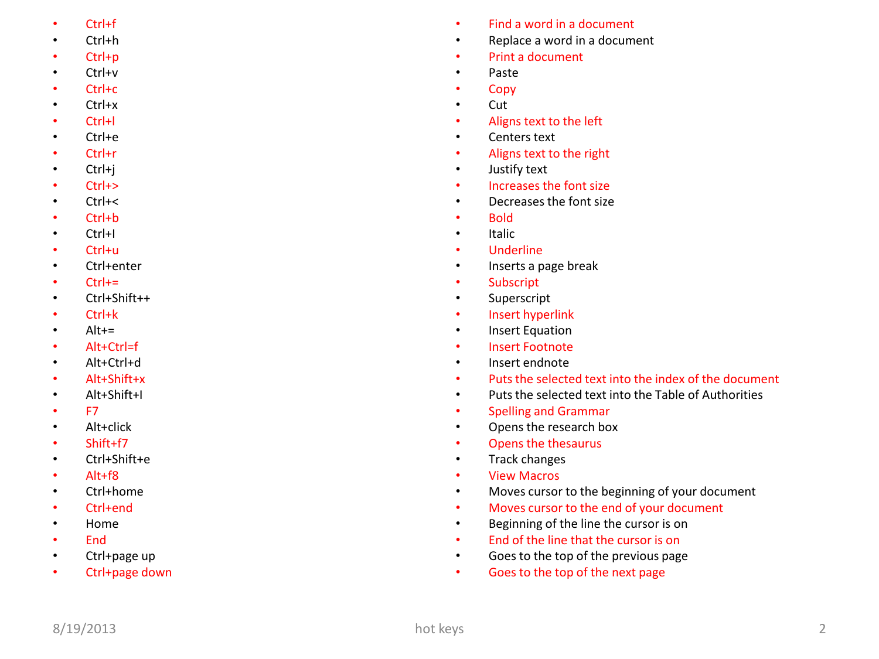| | |
|---|---|
| Ctrl+f | Find a word in a document |
| Ctrl+h | Replace a word in a document |
| Ctrl+p | Print a document |
| Ctrl+v | Paste |
| Ctrl+c | Copy |
| Ctrl+x | Cut |
| Ctrl+l | Aligns text to the left |
| Ctrl+e | Centers text |
| Ctrl+r | Aligns text to the right |
| Ctrl+j | Justify text |
| Ctrl+> | Increases the font size |
| Ctrl+< | Decreases the font size |
| Ctrl+b | Bold |
| Ctrl+I | Italic |
| Ctrl+u | Underline |
| Ctrl+enter | Inserts a page break |
| Ctrl+= | Subscript |
| Ctrl+Shift++ | Superscript |
| Ctrl+k | Insert hyperlink |
| Alt+= | Insert Equation |
| Alt+Ctrl=f | Insert Footnote |
| Alt+Ctrl+d | Insert endnote |
| Alt+Shift+x | Puts the selected text into the index of the document |
| Alt+Shift+I | Puts the selected text into the Table of Authorities |
| F7 | Spelling and Grammar |
| Alt+click | Opens the research box |
| Shift+f7 | Opens the thesaurus |
| Ctrl+Shift+e | Track changes |
| Alt+f8 | View Macros |
| Ctrl+home | Moves cursor to the beginning of your document |
| Ctrl+end | Moves cursor to the end of your document |
| Home | Beginning of the line the cursor is on |
| End | End of the line that the cursor is on |
| Ctrl+page up | Goes to the top of the previous page |
| Ctrl+page down | Goes to the top of the next page |

8/19/2013

hot keys